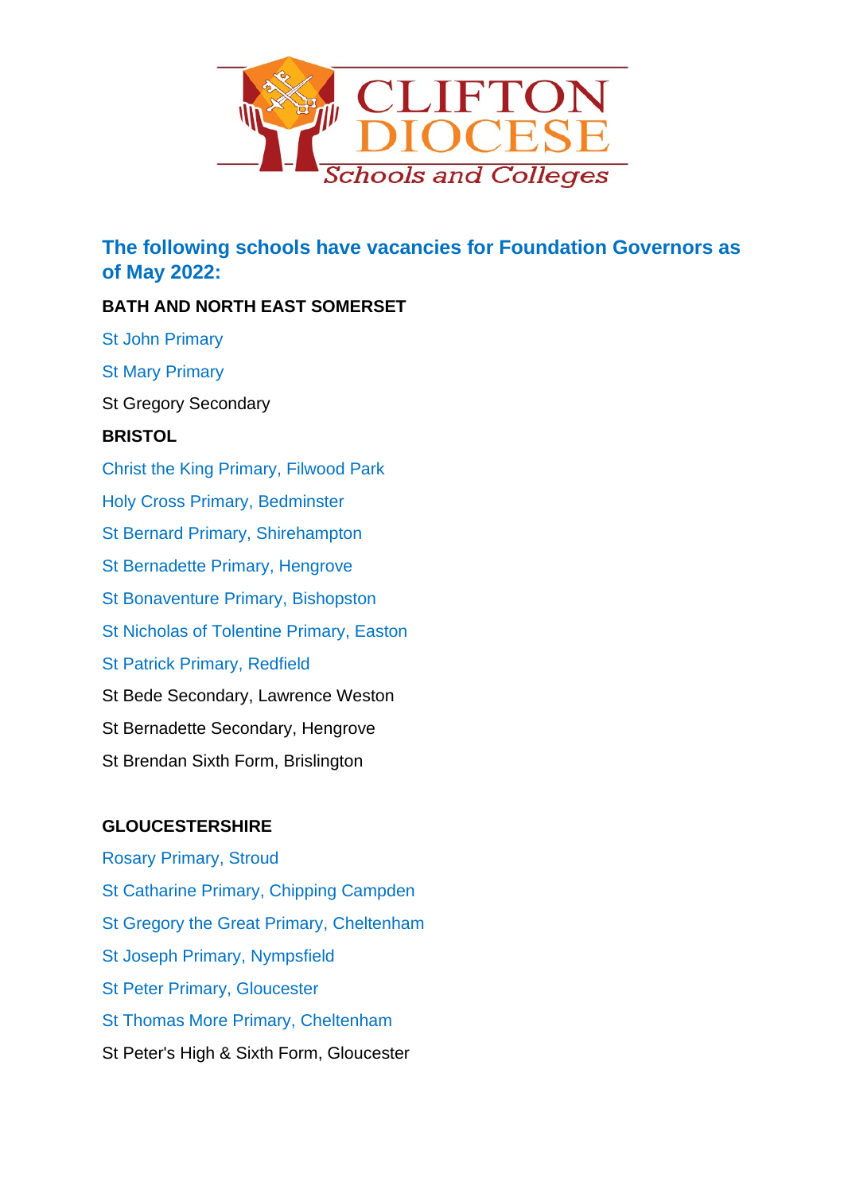# CLIFTON DIOCESE

*Schools and Colleges*

## The following schools have vacancies for Foundation Governors as of May 2022:

**BATH AND NORTH EAST SOMERSET**

St John Primary

St Mary Primary

St Gregory Secondary

**BRISTOL**

Christ the King Primary, Filwood Park

Holy Cross Primary, Bedminster

St Bernard Primary, Shirehampton

St Bernadette Primary, Hengrove

St Bonaventure Primary, Bishopston

St Nicholas of Tolentine Primary, Easton

St Patrick Primary, Redfield

St Bede Secondary, Lawrence Weston

St Bernadette Secondary, Hengrove

St Brendan Sixth Form, Brislington

**GLOUCESTERSHIRE**

Rosary Primary, Stroud

St Catharine Primary, Chipping Campden

St Gregory the Great Primary, Cheltenham

St Joseph Primary, Nympsfield

St Peter Primary, Gloucester

St Thomas More Primary, Cheltenham

St Peter's High & Sixth Form, Gloucester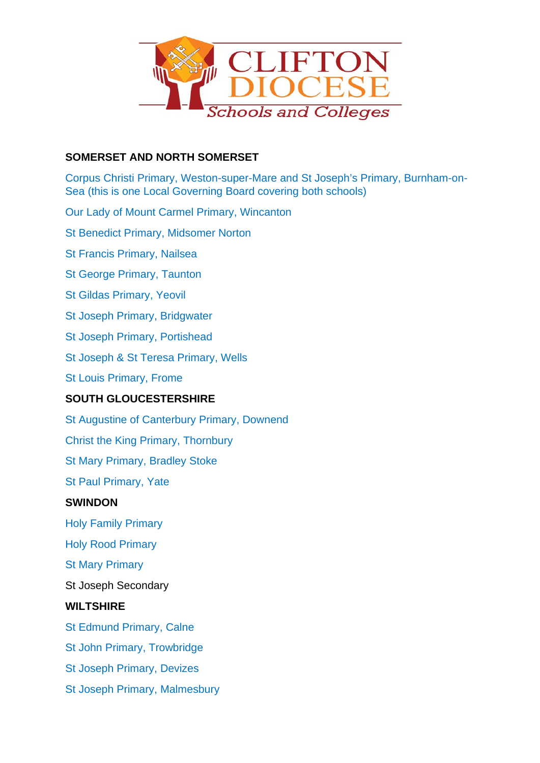CLIFTON DIOCESE
*Schools and Colleges*

**SOMERSET AND NORTH SOMERSET**

Corpus Christi Primary, Weston-super-Mare and St Joseph's Primary, Burnham-on-Sea (this is one Local Governing Board covering both schools)

Our Lady of Mount Carmel Primary, Wincanton

St Benedict Primary, Midsomer Norton

St Francis Primary, Nailsea

St George Primary, Taunton

St Gildas Primary, Yeovil

St Joseph Primary, Bridgwater

St Joseph Primary, Portishead

St Joseph & St Teresa Primary, Wells

St Louis Primary, Frome

**SOUTH GLOUCESTERSHIRE**

St Augustine of Canterbury Primary, Downend

Christ the King Primary, Thornbury

St Mary Primary, Bradley Stoke

St Paul Primary, Yate

**SWINDON**

Holy Family Primary

Holy Rood Primary

St Mary Primary

St Joseph Secondary

**WILTSHIRE**

St Edmund Primary, Calne

St John Primary, Trowbridge

St Joseph Primary, Devizes

St Joseph Primary, Malmesbury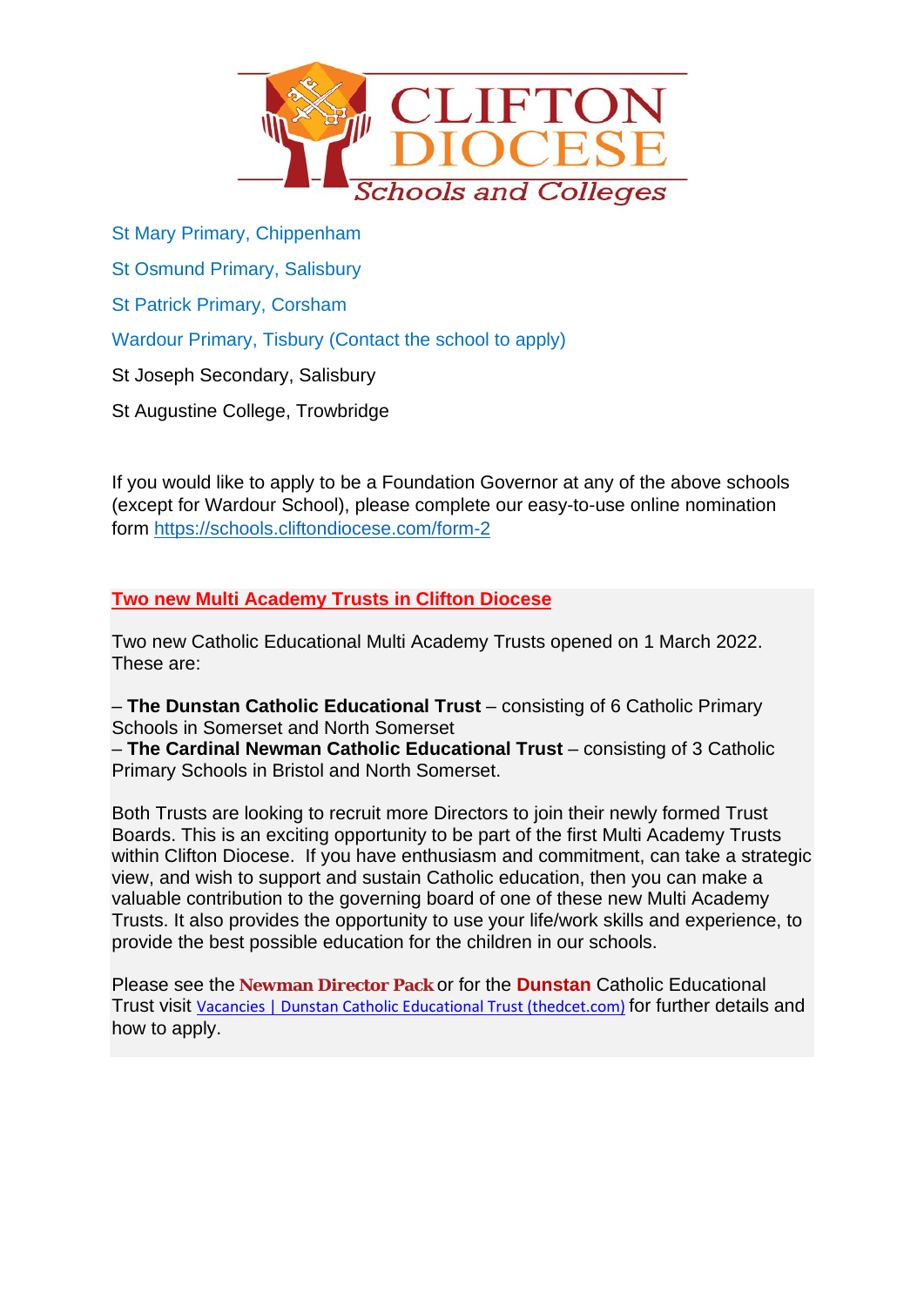St Mary Primary, Chippenham

St Osmund Primary, Salisbury

St Patrick Primary, Corsham

Wardour Primary, Tisbury (Contact the school to apply)

St Joseph Secondary, Salisbury

St Augustine College, Trowbridge

If you would like to apply to be a Foundation Governor at any of the above schools (except for Wardour School), please complete our easy-to-use online nomination form https://schools.cliftondiocese.com/form-2

## Two new Multi Academy Trusts in Clifton Diocese

Two new Catholic Educational Multi Academy Trusts opened on 1 March 2022. These are:

– **The Dunstan Catholic Educational Trust** – consisting of 6 Catholic Primary Schools in Somerset and North Somerset
– **The Cardinal Newman Catholic Educational Trust** – consisting of 3 Catholic Primary Schools in Bristol and North Somerset.

Both Trusts are looking to recruit more Directors to join their newly formed Trust Boards. This is an exciting opportunity to be part of the first Multi Academy Trusts within Clifton Diocese. If you have enthusiasm and commitment, can take a strategic view, and wish to support and sustain Catholic education, then you can make a valuable contribution to the governing board of one of these new Multi Academy Trusts. It also provides the opportunity to use your life/work skills and experience, to provide the best possible education for the children in our schools.

Please see the **Newman Director Pack** or for the **Dunstan** Catholic Educational Trust visit Vacancies | Dunstan Catholic Educational Trust (thedcet.com) for further details and how to apply.